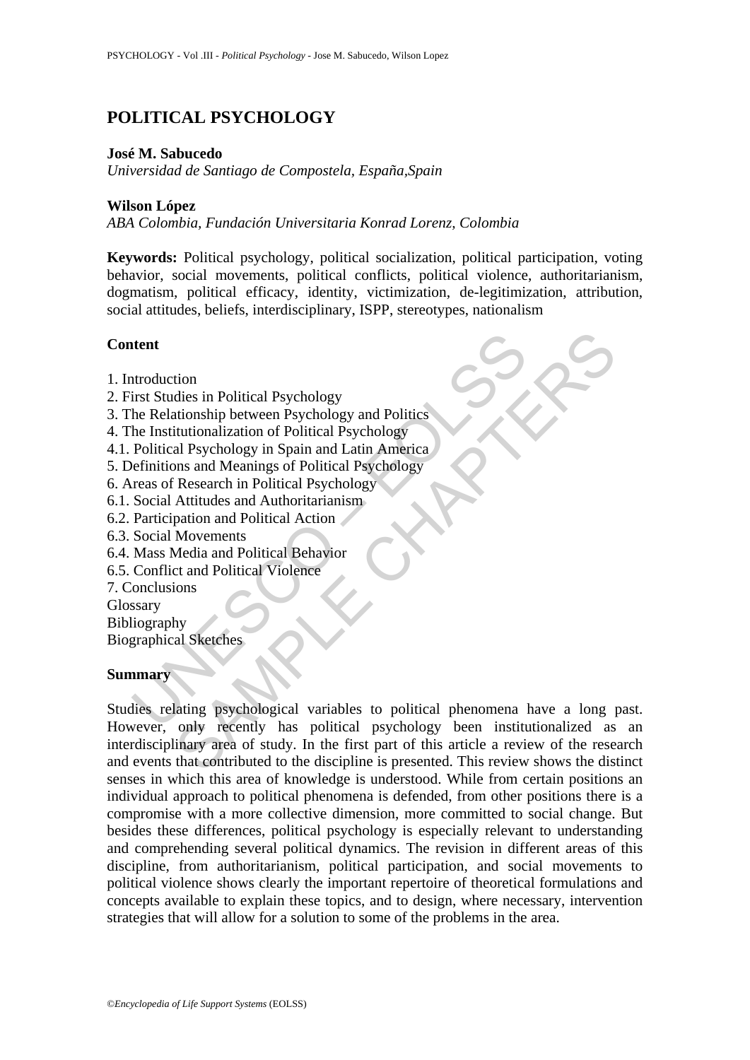# POLITICAL PSYCHOLOGY

**José M. Sabucedo**
*Universidad de Santiago de Compostela, España,Spain*

**Wilson López**
*ABA Colombia, Fundación Universitaria Konrad Lorenz, Colombia*

**Keywords:** Political psychology, political socialization, political participation, voting behavior, social movements, political conflicts, political violence, authoritarianism, dogmatism, political efficacy, identity, victimization, de-legitimization, attribution, social attitudes, beliefs, interdisciplinary, ISPP, stereotypes, nationalism

## Content

1. Introduction
2. First Studies in Political Psychology
3. The Relationship between Psychology and Politics
4. The Institutionalization of Political Psychology
4.1. Political Psychology in Spain and Latin America
5. Definitions and Meanings of Political Psychology
6. Areas of Research in Political Psychology
6.1. Social Attitudes and Authoritarianism
6.2. Participation and Political Action
6.3. Social Movements
6.4. Mass Media and Political Behavior
6.5. Conflict and Political Violence
7. Conclusions

Glossary
Bibliography
Biographical Sketches

## Summary

Studies relating psychological variables to political phenomena have a long past. However, only recently has political psychology been institutionalized as an interdisciplinary area of study. In the first part of this article a review of the research and events that contributed to the discipline is presented. This review shows the distinct senses in which this area of knowledge is understood. While from certain positions an individual approach to political phenomena is defended, from other positions there is a compromise with a more collective dimension, more committed to social change. But besides these differences, political psychology is especially relevant to understanding and comprehending several political dynamics. The revision in different areas of this discipline, from authoritarianism, political participation, and social movements to political violence shows clearly the important repertoire of theoretical formulations and concepts available to explain these topics, and to design, where necessary, intervention strategies that will allow for a solution to some of the problems in the area.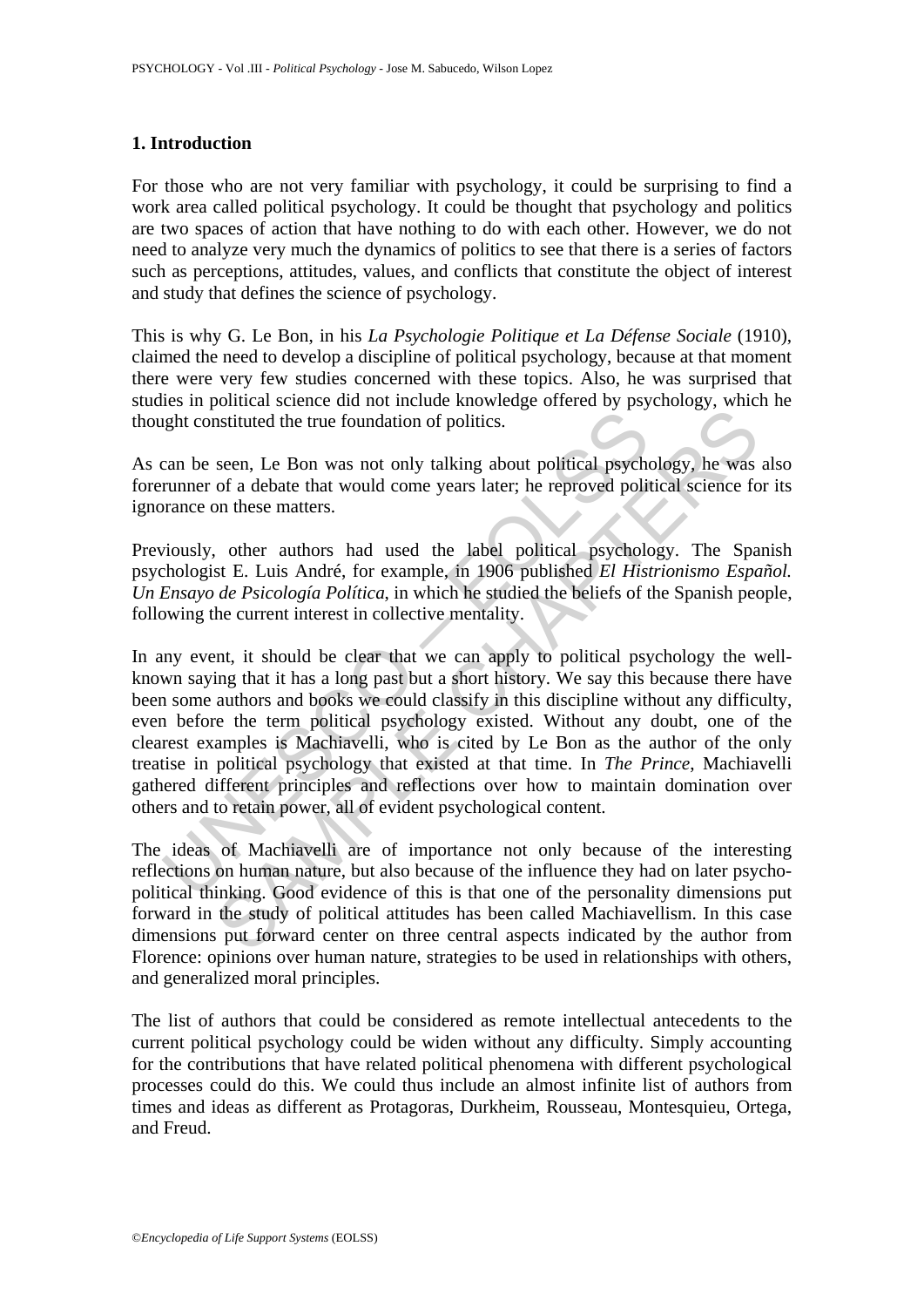## 1. Introduction

For those who are not very familiar with psychology, it could be surprising to find a work area called political psychology. It could be thought that psychology and politics are two spaces of action that have nothing to do with each other. However, we do not need to analyze very much the dynamics of politics to see that there is a series of factors such as perceptions, attitudes, values, and conflicts that constitute the object of interest and study that defines the science of psychology.

This is why G. Le Bon, in his *La Psychologie Politique et La Défense Sociale* (1910), claimed the need to develop a discipline of political psychology, because at that moment there were very few studies concerned with these topics. Also, he was surprised that studies in political science did not include knowledge offered by psychology, which he thought constituted the true foundation of politics.

As can be seen, Le Bon was not only talking about political psychology, he was also forerunner of a debate that would come years later; he reproved political science for its ignorance on these matters.

Previously, other authors had used the label political psychology. The Spanish psychologist E. Luis André, for example, in 1906 published *El Histrionismo Español. Un Ensayo de Psicología Política*, in which he studied the beliefs of the Spanish people, following the current interest in collective mentality.

In any event, it should be clear that we can apply to political psychology the well-known saying that it has a long past but a short history. We say this because there have been some authors and books we could classify in this discipline without any difficulty, even before the term political psychology existed. Without any doubt, one of the clearest examples is Machiavelli, who is cited by Le Bon as the author of the only treatise in political psychology that existed at that time. In *The Prince*, Machiavelli gathered different principles and reflections over how to maintain domination over others and to retain power, all of evident psychological content.

The ideas of Machiavelli are of importance not only because of the interesting reflections on human nature, but also because of the influence they had on later psycho-political thinking. Good evidence of this is that one of the personality dimensions put forward in the study of political attitudes has been called Machiavellism. In this case dimensions put forward center on three central aspects indicated by the author from Florence: opinions over human nature, strategies to be used in relationships with others, and generalized moral principles.

The list of authors that could be considered as remote intellectual antecedents to the current political psychology could be widen without any difficulty. Simply accounting for the contributions that have related political phenomena with different psychological processes could do this. We could thus include an almost infinite list of authors from times and ideas as different as Protagoras, Durkheim, Rousseau, Montesquieu, Ortega, and Freud.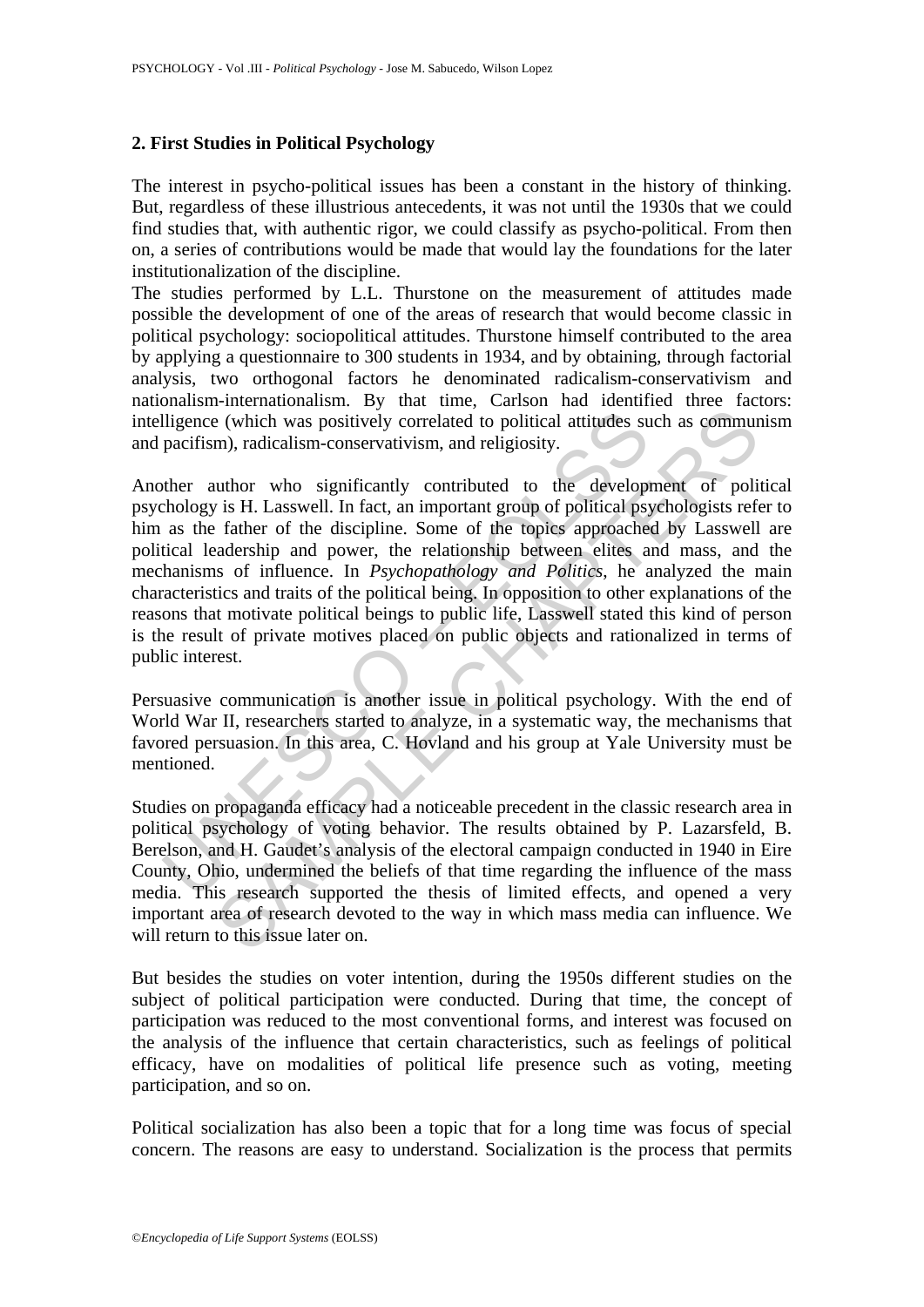## 2. First Studies in Political Psychology

The interest in psycho-political issues has been a constant in the history of thinking. But, regardless of these illustrious antecedents, it was not until the 1930s that we could find studies that, with authentic rigor, we could classify as psycho-political. From then on, a series of contributions would be made that would lay the foundations for the later institutionalization of the discipline.

The studies performed by L.L. Thurstone on the measurement of attitudes made possible the development of one of the areas of research that would become classic in political psychology: sociopolitical attitudes. Thurstone himself contributed to the area by applying a questionnaire to 300 students in 1934, and by obtaining, through factorial analysis, two orthogonal factors he denominated radicalism-conservativism and nationalism-internationalism. By that time, Carlson had identified three factors: intelligence (which was positively correlated to political attitudes such as communism and pacifism), radicalism-conservativism, and religiosity.

Another author who significantly contributed to the development of political psychology is H. Lasswell. In fact, an important group of political psychologists refer to him as the father of the discipline. Some of the topics approached by Lasswell are political leadership and power, the relationship between elites and mass, and the mechanisms of influence. In *Psychopathology and Politics*, he analyzed the main characteristics and traits of the political being. In opposition to other explanations of the reasons that motivate political beings to public life, Lasswell stated this kind of person is the result of private motives placed on public objects and rationalized in terms of public interest.

Persuasive communication is another issue in political psychology. With the end of World War II, researchers started to analyze, in a systematic way, the mechanisms that favored persuasion. In this area, C. Hovland and his group at Yale University must be mentioned.

Studies on propaganda efficacy had a noticeable precedent in the classic research area in political psychology of voting behavior. The results obtained by P. Lazarsfeld, B. Berelson, and H. Gaudet's analysis of the electoral campaign conducted in 1940 in Eire County, Ohio, undermined the beliefs of that time regarding the influence of the mass media. This research supported the thesis of limited effects, and opened a very important area of research devoted to the way in which mass media can influence. We will return to this issue later on.

But besides the studies on voter intention, during the 1950s different studies on the subject of political participation were conducted. During that time, the concept of participation was reduced to the most conventional forms, and interest was focused on the analysis of the influence that certain characteristics, such as feelings of political efficacy, have on modalities of political life presence such as voting, meeting participation, and so on.

Political socialization has also been a topic that for a long time was focus of special concern. The reasons are easy to understand. Socialization is the process that permits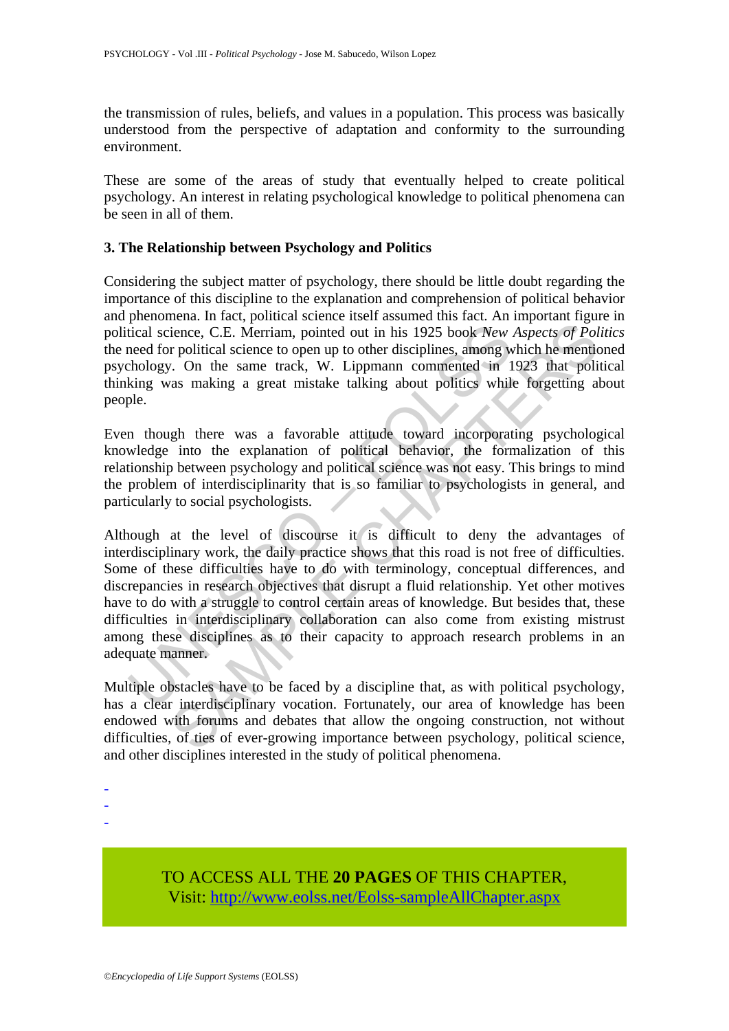the transmission of rules, beliefs, and values in a population. This process was basically understood from the perspective of adaptation and conformity to the surrounding environment.

These are some of the areas of study that eventually helped to create political psychology. An interest in relating psychological knowledge to political phenomena can be seen in all of them.

### 3. The Relationship between Psychology and Politics

Considering the subject matter of psychology, there should be little doubt regarding the importance of this discipline to the explanation and comprehension of political behavior and phenomena. In fact, political science itself assumed this fact. An important figure in political science, C.E. Merriam, pointed out in his 1925 book *New Aspects of Politics* the need for political science to open up to other disciplines, among which he mentioned psychology. On the same track, W. Lippmann commented in 1923 that political thinking was making a great mistake talking about politics while forgetting about people.

Even though there was a favorable attitude toward incorporating psychological knowledge into the explanation of political behavior, the formalization of this relationship between psychology and political science was not easy. This brings to mind the problem of interdisciplinarity that is so familiar to psychologists in general, and particularly to social psychologists.

Although at the level of discourse it is difficult to deny the advantages of interdisciplinary work, the daily practice shows that this road is not free of difficulties. Some of these difficulties have to do with terminology, conceptual differences, and discrepancies in research objectives that disrupt a fluid relationship. Yet other motives have to do with a struggle to control certain areas of knowledge. But besides that, these difficulties in interdisciplinary collaboration can also come from existing mistrust among these disciplines as to their capacity to approach research problems in an adequate manner.

Multiple obstacles have to be faced by a discipline that, as with political psychology, has a clear interdisciplinary vocation. Fortunately, our area of knowledge has been endowed with forums and debates that allow the ongoing construction, not without difficulties, of ties of ever-growing importance between psychology, political science, and other disciplines interested in the study of political phenomena.

-
-
-

TO ACCESS ALL THE **20 PAGES** OF THIS CHAPTER,
Visit: http://www.eolss.net/Eolss-sampleAllChapter.aspx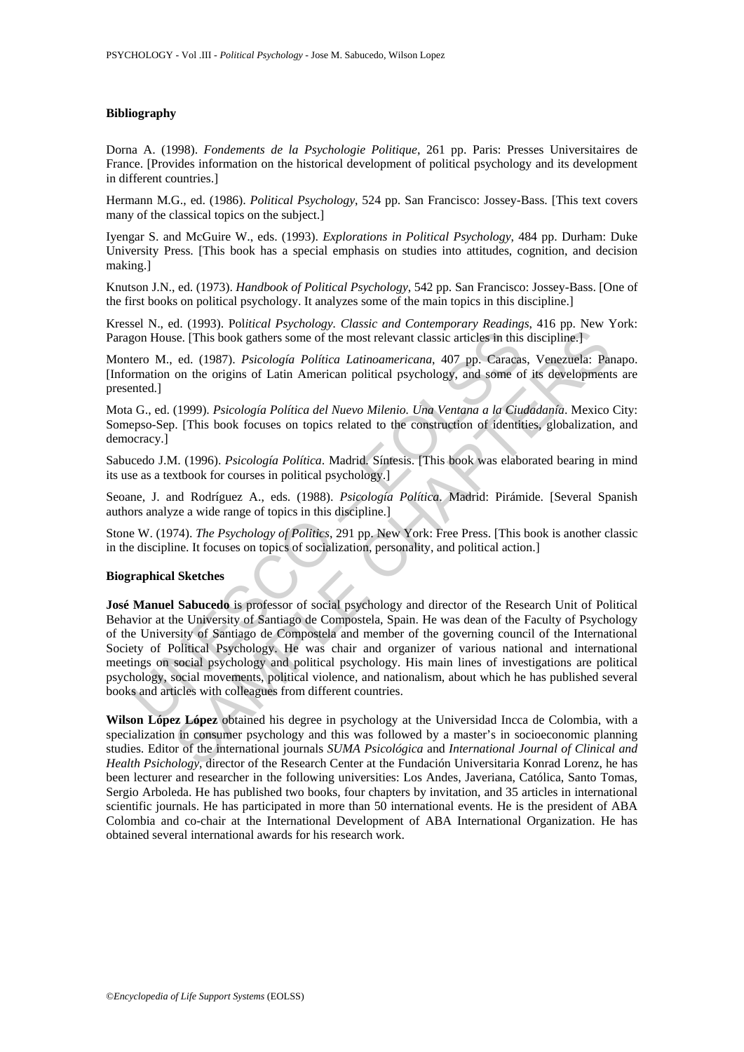### Bibliography

Dorna A. (1998). *Fondements de la Psychologie Politique*, 261 pp. Paris: Presses Universitaires de France. [Provides information on the historical development of political psychology and its development in different countries.]

Hermann M.G., ed. (1986). *Political Psychology*, 524 pp. San Francisco: Jossey-Bass. [This text covers many of the classical topics on the subject.]

Iyengar S. and McGuire W., eds. (1993). *Explorations in Political Psychology*, 484 pp. Durham: Duke University Press. [This book has a special emphasis on studies into attitudes, cognition, and decision making.]

Knutson J.N., ed. (1973). *Handbook of Political Psychology*, 542 pp. San Francisco: Jossey-Bass. [One of the first books on political psychology. It analyzes some of the main topics in this discipline.]

Kressel N., ed. (1993). *Political Psychology. Classic and Contemporary Readings*, 416 pp. New York: Paragon House. [This book gathers some of the most relevant classic articles in this discipline.]

Montero M., ed. (1987). *Psicología Política Latinoamericana*, 407 pp. Caracas, Venezuela: Panapo. [Information on the origins of Latin American political psychology, and some of its developments are presented.]

Mota G., ed. (1999). *Psicología Política del Nuevo Milenio. Una Ventana a la Ciudadanía*. Mexico City: Somepso-Sep. [This book focuses on topics related to the construction of identities, globalization, and democracy.]

Sabucedo J.M. (1996). *Psicología Política*. Madrid. Síntesis. [This book was elaborated bearing in mind its use as a textbook for courses in political psychology.]

Seoane, J. and Rodríguez A., eds. (1988). *Psicología Política*. Madrid: Pirámide. [Several Spanish authors analyze a wide range of topics in this discipline.]

Stone W. (1974). *The Psychology of Politics*, 291 pp. New York: Free Press. [This book is another classic in the discipline. It focuses on topics of socialization, personality, and political action.]

### Biographical Sketches

**José Manuel Sabucedo** is professor of social psychology and director of the Research Unit of Political Behavior at the University of Santiago de Compostela, Spain. He was dean of the Faculty of Psychology of the University of Santiago de Compostela and member of the governing council of the International Society of Political Psychology. He was chair and organizer of various national and international meetings on social psychology and political psychology. His main lines of investigations are political psychology, social movements, political violence, and nationalism, about which he has published several books and articles with colleagues from different countries.

**Wilson López López** obtained his degree in psychology at the Universidad Incca de Colombia, with a specialization in consumer psychology and this was followed by a master's in socioeconomic planning studies. Editor of the international journals *SUMA Psicológica* and *International Journal of Clinical and Health Psichology*, director of the Research Center at the Fundación Universitaria Konrad Lorenz, he has been lecturer and researcher in the following universities: Los Andes, Javeriana, Católica, Santo Tomas, Sergio Arboleda. He has published two books, four chapters by invitation, and 35 articles in international scientific journals. He has participated in more than 50 international events. He is the president of ABA Colombia and co-chair at the International Development of ABA International Organization. He has obtained several international awards for his research work.